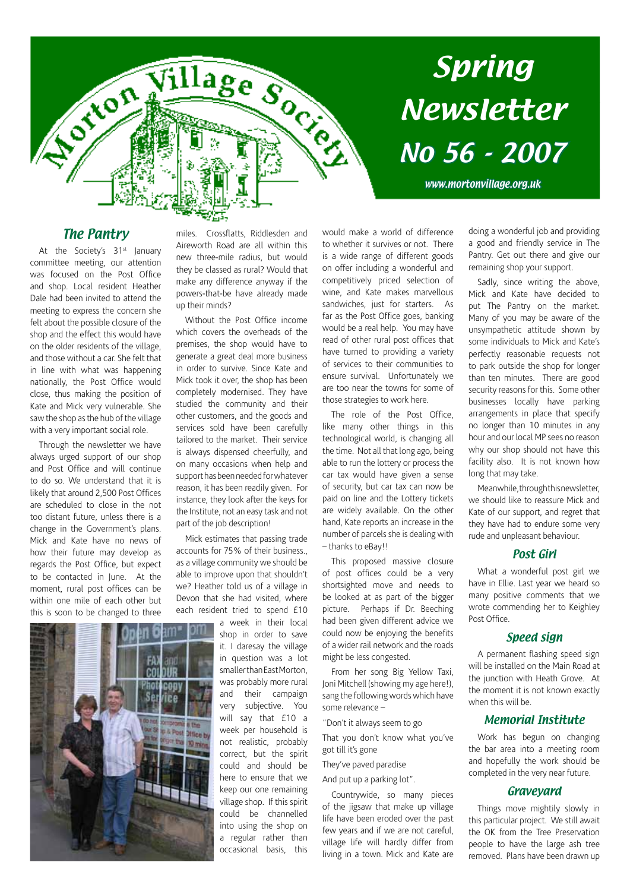# Morton Village Society

# Spring Newsletter No 56 - 2007

www.mortonvillage.org.uk

## The Pantry

At the Society's 31st January committee meeting, our attention was focused on the Post Office and shop. Local resident Heather Dale had been invited to attend the meeting to express the concern she felt about the possible closure of the shop and the effect this would have on the older residents of the village, and those without a car. She felt that in line with what was happening nationally, the Post Office would close, thus making the position of Kate and Mick very vulnerable. She saw the shop as the hub of the village with a very important social role.

Through the newsletter we have always urged support of our shop and Post Office and will continue to do so. We understand that it is likely that around 2,500 Post Offices are scheduled to close in the not too distant future, unless there is a change in the Government's plans. Mick and Kate have no news of how their future may develop as regards the Post Office, but expect to be contacted in June. At the moment, rural post offices can be within one mile of each other but this is soon to be changed to three miles. Crossflatts, Riddlesden and Aireworth Road are all within this new three-mile radius, but would they be classed as rural? Would that make any difference anyway if the powers-that-be have already made up their minds?

Without the Post Office income which covers the overheads of the premises, the shop would have to generate a great deal more business in order to survive. Since Kate and Mick took it over, the shop has been completely modernised. They have studied the community and their other customers, and the goods and services sold have been carefully tailored to the market. Their service is always dispensed cheerfully, and on many occasions when help and support has been needed for whatever reason, it has been readily given. For instance, they look after the keys for the Institute, not an easy task and not part of the job description!

Mick estimates that passing trade accounts for 75% of their business., as a village community we should be able to improve upon that shouldn't we? Heather told us of a village in Devon that she had visited, where each resident tried to spend £10 a week in their local shop in order to save it. I daresay the village in question was a lot smaller than East Morton, was probably more rural and their campaign very subjective. You will say that £10 a week per household is not realistic, probably correct, but the spirit could and should be here to ensure that we keep our one remaining village shop. If this spirit could be channelled into using the shop on a regular rather than occasional basis, this would make a world of difference to whether it survives or not. There is a wide range of different goods on offer including a wonderful and competitively priced selection of wine, and Kate makes marvellous sandwiches, just for starters. As far as the Post Office goes, banking would be a real help. You may have read of other rural post offices that have turned to providing a variety of services to their communities to ensure survival. Unfortunately we are too near the towns for some of those strategies to work here.

The role of the Post Office, like many other things in this technological world, is changing all the time. Not all that long ago, being able to run the lottery or process the car tax would have given a sense of security, but car tax can now be paid on line and the Lottery tickets are widely available. On the other hand, Kate reports an increase in the number of parcels she is dealing with – thanks to eBay!!

This proposed massive closure of post offices could be a very shortsighted move and needs to be looked at as part of the bigger picture. Perhaps if Dr. Beeching had been given different advice we could now be enjoying the benefits of a wider rail network and the roads might be less congested.

From her song Big Yellow Taxi, Joni Mitchell (showing my age here!), sang the following words which have some relevance –

"Don't it always seem to go

That you don't know what you've got till it's gone

They've paved paradise

And put up a parking lot".

Countrywide, so many pieces of the jigsaw that make up village life have been eroded over the past few years and if we are not careful, village life will hardly differ from living in a town. Mick and Kate are doing a wonderful job and providing a good and friendly service in The Pantry. Get out there and give our remaining shop your support.

Sadly, since writing the above, Mick and Kate have decided to put The Pantry on the market. Many of you may be aware of the unsympathetic attitude shown by some individuals to Mick and Kate's perfectly reasonable requests not to park outside the shop for longer than ten minutes. There are good security reasons for this. Some other businesses locally have parking arrangements in place that specify no longer than 10 minutes in any hour and our local MP sees no reason why our shop should not have this facility also. It is not known how long that may take.

Meanwhile, through this newsletter, we should like to reassure Mick and Kate of our support, and regret that they have had to endure some very rude and unpleasant behaviour.

## Post Girl

What a wonderful post girl we have in Ellie. Last year we heard so many positive comments that we wrote commending her to Keighley Post Office.

## Speed sign

A permanent flashing speed sign will be installed on the Main Road at the junction with Heath Grove. At the moment it is not known exactly when this will be.

## Memorial Institute

Work has begun on changing the bar area into a meeting room and hopefully the work should be completed in the very near future.

## Graveyard

Things move mightily slowly in this particular project. We still await the OK from the Tree Preservation people to have the large ash tree removed. Plans have been drawn up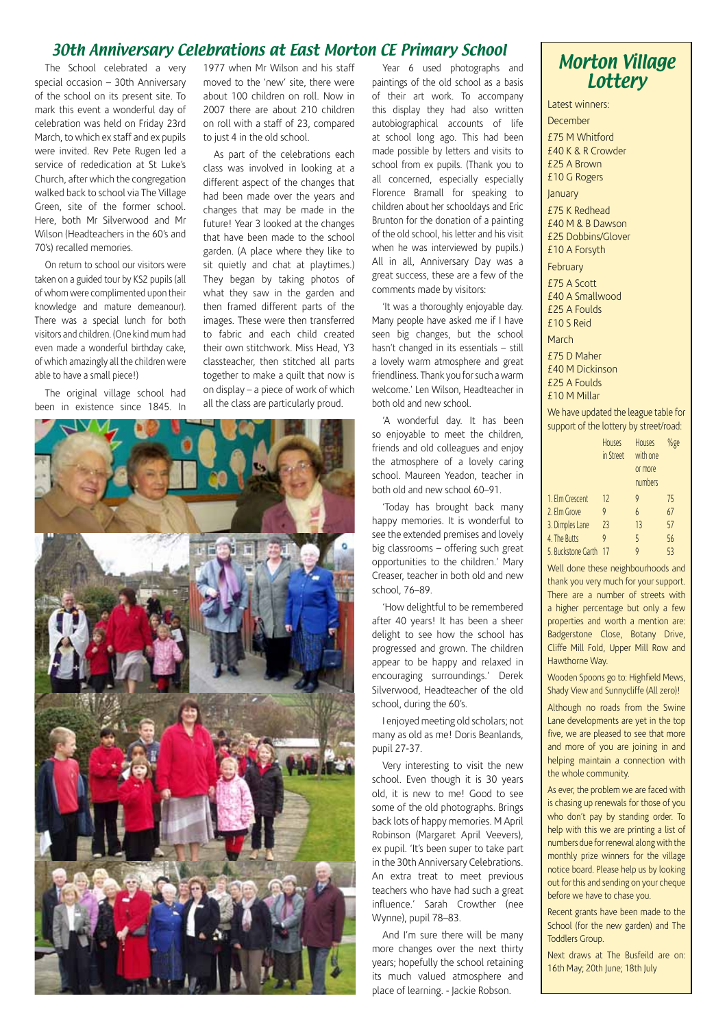## 30th Anniversary Celebrations at East Morton CE Primary School

The School celebrated a very special occasion – 30th Anniversary of the school on its present site. To mark this event a wonderful day of celebration was held on Friday 23rd March, to which ex staff and ex pupils were invited. Rev Pete Rugen led a service of rededication at St Luke's Church, after which the congregation walked back to school via The Village Green, site of the former school. Here, both Mr Silverwood and Mr Wilson (Headteachers in the 60's and 70's) recalled memories.

On return to school our visitors were taken on a guided tour by KS2 pupils (all of whom were complimented upon their knowledge and mature demeanour). There was a special lunch for both visitors and children. (One kind mum had even made a wonderful birthday cake, of which amazingly all the children were able to have a small piece!)

The original village school had been in existence since 1845. In 1977 when Mr Wilson and his staff moved to the 'new' site, there were about 100 children on roll. Now in 2007 there are about 210 children on roll with a staff of 23, compared to just 4 in the old school.

As part of the celebrations each class was involved in looking at a different aspect of the changes that had been made over the years and changes that may be made in the future! Year 3 looked at the changes that have been made to the school garden. (A place where they like to sit quietly and chat at playtimes.) They began by taking photos of what they saw in the garden and then framed different parts of the images. These were then transferred to fabric and each child created their own stitchwork. Miss Head, Y3 classteacher, then stitched all parts together to make a quilt that now is on display – a piece of work of which all the class are particularly proud.

Year 6 used photographs and paintings of the old school as a basis of their art work. To accompany this display they had also written autobiographical accounts of life at school long ago. This had been made possible by letters and visits to school from ex pupils. (Thank you to all concerned, especially especially Florence Bramall for speaking to children about her schooldays and Eric Brunton for the donation of a painting of the old school, his letter and his visit when he was interviewed by pupils.) All in all, Anniversary Day was a great success, these are a few of the comments made by visitors:

'It was a thoroughly enjoyable day. Many people have asked me if I have seen big changes, but the school hasn't changed in its essentials – still a lovely warm atmosphere and great friendliness. Thank you for such a warm welcome.' Len Wilson, Headteacher in both old and new school.

'A wonderful day. It has been so enjoyable to meet the children, friends and old colleagues and enjoy the atmosphere of a lovely caring school. Maureen Yeadon, teacher in both old and new school 60–91.

'Today has brought back many happy memories. It is wonderful to see the extended premises and lovely big classrooms – offering such great opportunities to the children.' Mary Creaser, teacher in both old and new school, 76–89.

'How delightful to be remembered after 40 years! It has been a sheer delight to see how the school has progressed and grown. The children appear to be happy and relaxed in encouraging surroundings.' Derek Silverwood, Headteacher of the old school, during the 60's.

I enjoyed meeting old scholars; not many as old as me! Doris Beanlands, pupil 27-37.

Very interesting to visit the new school. Even though it is 30 years old, it is new to me! Good to see some of the old photographs. Brings back lots of happy memories. M April Robinson (Margaret April Veevers), ex pupil. 'It's been super to take part in the 30th Anniversary Celebrations. An extra treat to meet previous teachers who have had such a great influence.' Sarah Crowther (nee Wynne), pupil 78–83.

And I'm sure there will be many more changes over the next thirty years; hopefully the school retaining its much valued atmosphere and place of learning. - Jackie Robson.

## Morton Village Lottery

Latest winners:

December

£75 M Whitford
£40 K & R Crowder
£25 A Brown
£10 G Rogers

January

£75 K Redhead
£40 M & B Dawson
£25 Dobbins/Glover
£10 A Forsyth

February

£75 A Scott
£40 A Smallwood
£25 A Foulds
£10 S Reid

March

£75 D Maher
£40 M Dickinson
£25 A Foulds
£10 M Millar

We have updated the league table for support of the lottery by street/road:

| | Houses in Street | Houses with one or more numbers | %ge |
|---|---|---|---|
| 1. Elm Crescent | 12 | 9 | 75 |
| 2. Elm Grove | 9 | 6 | 67 |
| 3. Dimples Lane | 23 | 13 | 57 |
| 4. The Butts | 9 | 5 | 56 |
| 5. Buckstone Garth | 17 | 9 | 53 |

Well done these neighbourhoods and thank you very much for your support. There are a number of streets with a higher percentage but only a few properties and worth a mention are: Badgerstone Close, Botany Drive, Cliffe Mill Fold, Upper Mill Row and Hawthorne Way.

Wooden Spoons go to: Highfield Mews, Shady View and Sunnycliffe (All zero)!

Although no roads from the Swine Lane developments are yet in the top five, we are pleased to see that more and more of you are joining in and helping maintain a connection with the whole community.

As ever, the problem we are faced with is chasing up renewals for those of you who don't pay by standing order. To help with this we are printing a list of numbers due for renewal along with the monthly prize winners for the village notice board. Please help us by looking out for this and sending on your cheque before we have to chase you.

Recent grants have been made to the School (for the new garden) and The Toddlers Group.

Next draws at The Busfeild are on: 16th May; 20th June; 18th July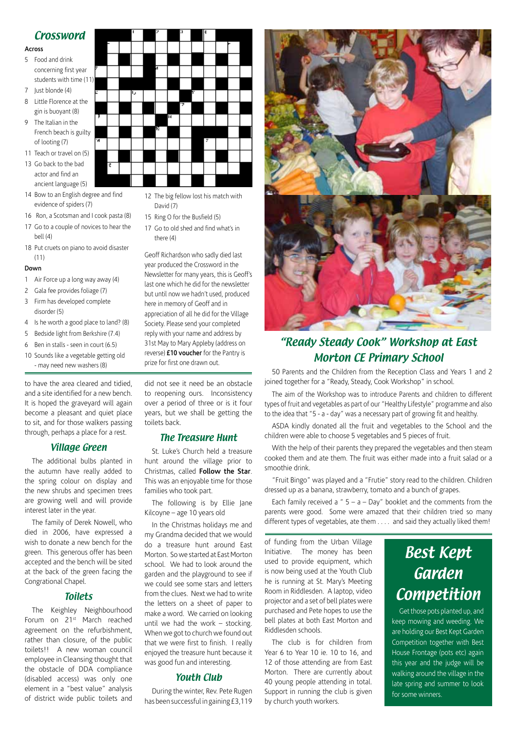## Crossword

**Across**

5 Food and drink concerning first year students with time (11)
7 Just blonde (4)
8 Little Florence at the gin is buoyant (8)
9 The Italian in the French beach is guilty of looting (7)
11 Teach or travel on (5)
13 Go back to the bad actor and find an ancient language (5)
14 Bow to an English degree and find evidence of spiders (7)
16 Ron, a Scotsman and I cook pasta (8)
17 Go to a couple of novices to hear the bell (4)
18 Put cruets on piano to avoid disaster (11)

**Down**

1 Air Force up a long way away (4)
2 Gala fee provides foliage (7)
3 Firm has developed complete disorder (5)
4 Is he worth a good place to land? (8)
5 Bedside light from Berkshire (7.4)
6 Ben in stalls - seen in court (6.5)
10 Sounds like a vegetable getting old - may need new washers (8)
12 The big fellow lost his match with David (7)
15 Ring O for the Busfield (5)
17 Go to old shed and find what's in there (4)

Geoff Richardson who sadly died last year produced the Crossword in the Newsletter for many years, this is Geoff's last one which he did for the newsletter but until now we hadn't used, produced here in memory of Geoff and in appreciation of all he did for the Village Society. Please send your completed reply with your name and address by 31st May to Mary Appleby (address on reverse) **£10 voucher** for the Pantry is prize for first one drawn out.

to have the area cleared and tidied, and a site identified for a new bench. It is hoped the graveyard will again become a pleasant and quiet place to sit, and for those walkers passing through, perhaps a place for a rest.

### Village Green

The additional bulbs planted in the autumn have really added to the spring colour on display and the new shrubs and specimen trees are growing well and will provide interest later in the year.

The family of Derek Nowell, who died in 2006, have expressed a wish to donate a new bench for the green. This generous offer has been accepted and the bench will be sited at the back of the green facing the Congrational Chapel.

### Toilets

The Keighley Neighbourhood Forum on 21st March reached agreement on the refurbishment, rather than closure, of the public toilets!! A new woman council employee in Cleansing thought that the obstacle of DDA compliance (disabled access) was only one element in a "best value" analysis of district wide public toilets and did not see it need be an obstacle to reopening ours. Inconsistency over a period of three or is it four years, but we shall be getting the toilets back.

### The Treasure Hunt

St. Luke's Church held a treasure hunt around the village prior to Christmas, called **Follow the Star**. This was an enjoyable time for those families who took part.

The following is by Ellie Jane Kilcoyne – age 10 years old

In the Christmas holidays me and my Grandma decided that we would do a treasure hunt around East Morton. So we started at East Morton school. We had to look around the garden and the playground to see if we could see some stars and letters from the clues. Next we had to write the letters on a sheet of paper to make a word. We carried on looking until we had the work – stocking. When we got to church we found out that we were first to finish. I really enjoyed the treasure hunt because it was good fun and interesting.

### Youth Club

During the winter, Rev. Pete Rugen has been successful in gaining £3,119 of funding from the Urban Village Initiative. The money has been used to provide equipment, which is now being used at the Youth Club he is running at St. Mary's Meeting Room in Riddlesden. A laptop, video projector and a set of bell plates were purchased and Pete hopes to use the bell plates at both East Morton and Riddlesden schools.

The club is for children from Year 6 to Year 10 ie. 10 to 16, and 12 of those attending are from East Morton. There are currently about 40 young people attending in total. Support in running the club is given by church youth workers.

## "Ready Steady Cook" Workshop at East Morton CE Primary School

50 Parents and the Children from the Reception Class and Years 1 and 2 joined together for a "Ready, Steady, Cook Workshop" in school.

The aim of the Workshop was to introduce Parents and children to different types of fruit and vegetables as part of our "Healthy Lifestyle" programme and also to the idea that "5 - a - day" was a necessary part of growing fit and healthy.

ASDA kindly donated all the fruit and vegetables to the School and the children were able to choose 5 vegetables and 5 pieces of fruit.

With the help of their parents they prepared the vegetables and then steam cooked them and ate them. The fruit was either made into a fruit salad or a smoothie drink.

"Fruit Bingo" was played and a "Frutie" story read to the children. Children dressed up as a banana, strawberry, tomato and a bunch of grapes.

Each family received a " 5 – a – Day" booklet and the comments from the parents were good. Some were amazed that their children tried so many different types of vegetables, ate them . . . . and said they actually liked them!

## Best Kept Garden Competition

Get those pots planted up, and keep mowing and weeding. We are holding our Best Kept Garden Competition together with Best House Frontage (pots etc) again this year and the judge will be walking around the village in the late spring and summer to look for some winners.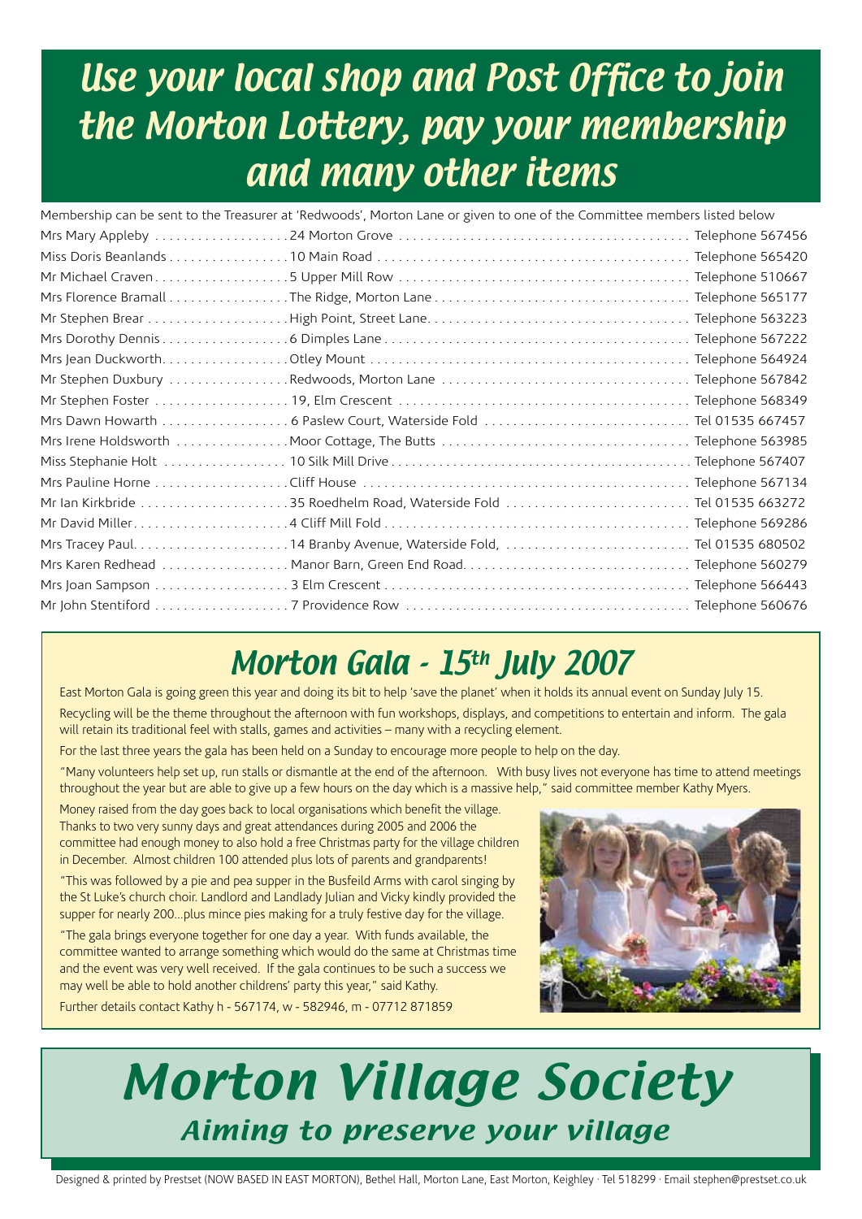# Use your local shop and Post Office to join the Morton Lottery, pay your membership and many other items

Membership can be sent to the Treasurer at 'Redwoods', Morton Lane or given to one of the Committee members listed below

| | | |
|---|---|---|
| Mrs Mary Appleby | 24 Morton Grove | Telephone 567456 |
| Miss Doris Beanlands | 10 Main Road | Telephone 565420 |
| Mr Michael Craven | 5 Upper Mill Row | Telephone 510667 |
| Mrs Florence Bramall | The Ridge, Morton Lane | Telephone 565177 |
| Mr Stephen Brear | High Point, Street Lane | Telephone 563223 |
| Mrs Dorothy Dennis | 6 Dimples Lane | Telephone 567222 |
| Mrs Jean Duckworth | Otley Mount | Telephone 564924 |
| Mr Stephen Duxbury | Redwoods, Morton Lane | Telephone 567842 |
| Mr Stephen Foster | 19, Elm Crescent | Telephone 568349 |
| Mrs Dawn Howarth | 6 Paslew Court, Waterside Fold | Tel 01535 667457 |
| Mrs Irene Holdsworth | Moor Cottage, The Butts | Telephone 563985 |
| Miss Stephanie Holt | 10 Silk Mill Drive | Telephone 567407 |
| Mrs Pauline Horne | Cliff House | Telephone 567134 |
| Mr Ian Kirkbride | 35 Roedhelm Road, Waterside Fold | Tel 01535 663272 |
| Mr David Miller | 4 Cliff Mill Fold | Telephone 569286 |
| Mrs Tracey Paul | 14 Branby Avenue, Waterside Fold, | Tel 01535 680502 |
| Mrs Karen Redhead | Manor Barn, Green End Road | Telephone 560279 |
| Mrs Joan Sampson | 3 Elm Crescent | Telephone 566443 |
| Mr John Stentiford | 7 Providence Row | Telephone 560676 |

## Morton Gala - 15th July 2007

East Morton Gala is going green this year and doing its bit to help 'save the planet' when it holds its annual event on Sunday July 15.

Recycling will be the theme throughout the afternoon with fun workshops, displays, and competitions to entertain and inform. The gala will retain its traditional feel with stalls, games and activities – many with a recycling element.

For the last three years the gala has been held on a Sunday to encourage more people to help on the day.

"Many volunteers help set up, run stalls or dismantle at the end of the afternoon. With busy lives not everyone has time to attend meetings throughout the year but are able to give up a few hours on the day which is a massive help," said committee member Kathy Myers.

Money raised from the day goes back to local organisations which benefit the village. Thanks to two very sunny days and great attendances during 2005 and 2006 the committee had enough money to also hold a free Christmas party for the village children in December. Almost children 100 attended plus lots of parents and grandparents!

"This was followed by a pie and pea supper in the Busfeild Arms with carol singing by the St Luke's church choir. Landlord and Landlady Julian and Vicky kindly provided the supper for nearly 200...plus mince pies making for a truly festive day for the village.

"The gala brings everyone together for one day a year. With funds available, the committee wanted to arrange something which would do the same at Christmas time and the event was very well received. If the gala continues to be such a success we may well be able to hold another childrens' party this year," said Kathy.

Further details contact Kathy h - 567174, w - 582946, m - 07712 871859

# Morton Village Society

## Aiming to preserve your village

Designed & printed by Prestset (NOW BASED IN EAST MORTON), Bethel Hall, Morton Lane, East Morton, Keighley · Tel 518299 · Email stephen@prestset.co.uk